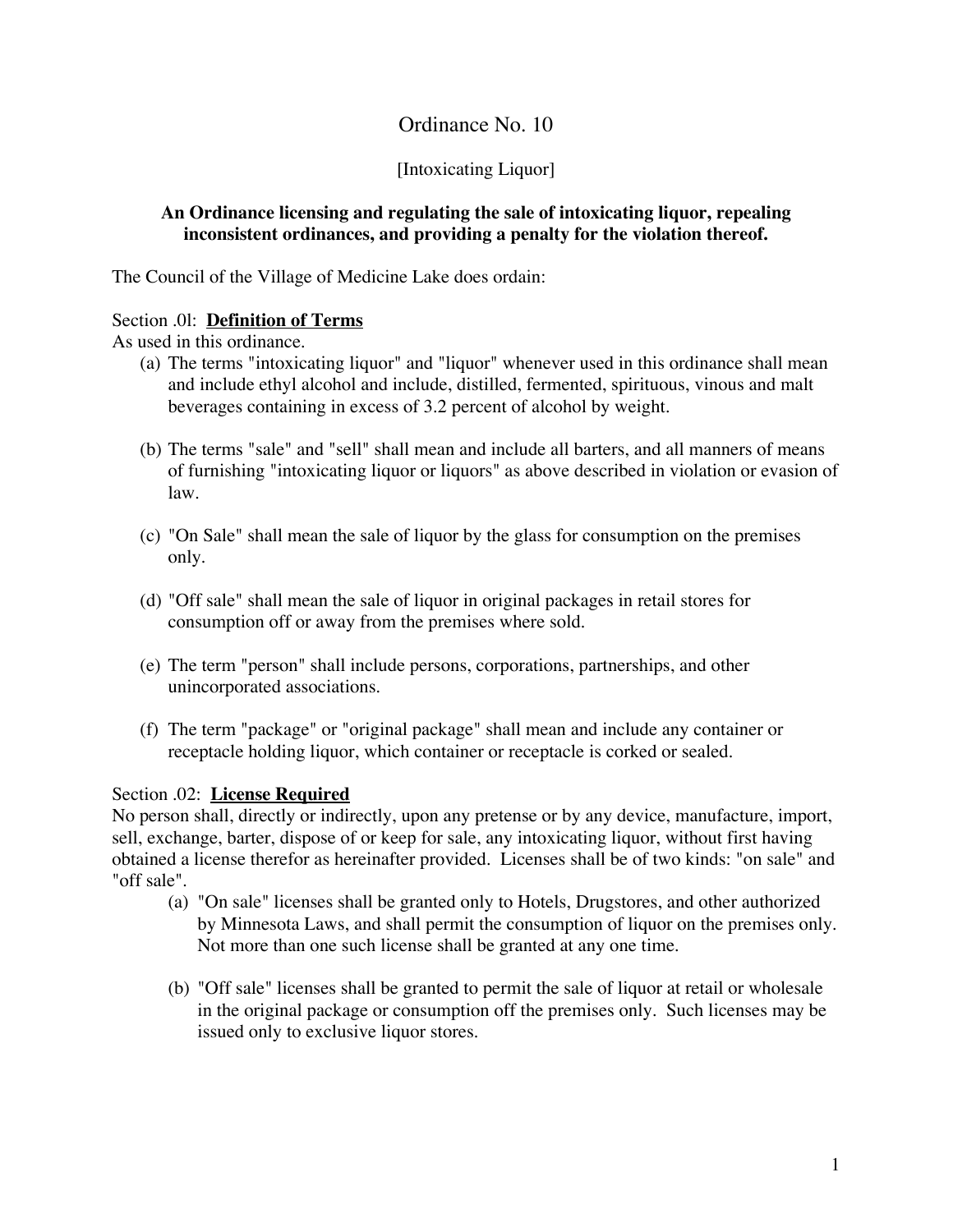# Ordinance No. 10

[Intoxicating Liquor]

**An Ordinance licensing and regulating the sale of intoxicating liquor, repealing inconsistent ordinances, and providing a penalty for the violation thereof.**

The Council of the Village of Medicine Lake does ordain:

Section .0l: **Definition of Terms**

As used in this ordinance.

(a) The terms "intoxicating liquor" and "liquor" whenever used in this ordinance shall mean and include ethyl alcohol and include, distilled, fermented, spirituous, vinous and malt beverages containing in excess of 3.2 percent of alcohol by weight.

(b) The terms "sale" and "sell" shall mean and include all barters, and all manners of means of furnishing "intoxicating liquor or liquors" as above described in violation or evasion of law.

(c) "On Sale" shall mean the sale of liquor by the glass for consumption on the premises only.

(d) "Off sale" shall mean the sale of liquor in original packages in retail stores for consumption off or away from the premises where sold.

(e) The term "person" shall include persons, corporations, partnerships, and other unincorporated associations.

(f) The term "package" or "original package" shall mean and include any container or receptacle holding liquor, which container or receptacle is corked or sealed.

Section .02: **License Required**

No person shall, directly or indirectly, upon any pretense or by any device, manufacture, import, sell, exchange, barter, dispose of or keep for sale, any intoxicating liquor, without first having obtained a license therefor as hereinafter provided. Licenses shall be of two kinds: "on sale" and "off sale".

(a) "On sale" licenses shall be granted only to Hotels, Drugstores, and other authorized by Minnesota Laws, and shall permit the consumption of liquor on the premises only. Not more than one such license shall be granted at any one time.

(b) "Off sale" licenses shall be granted to permit the sale of liquor at retail or wholesale in the original package or consumption off the premises only. Such licenses may be issued only to exclusive liquor stores.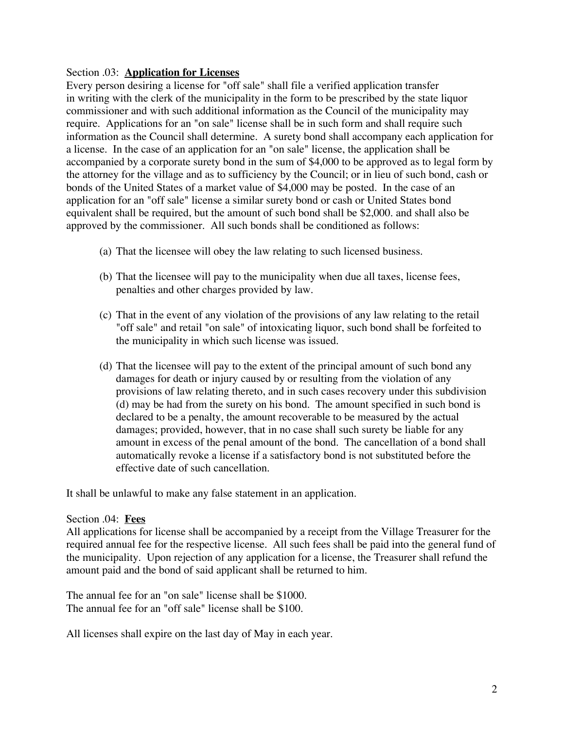Section .03: **Application for Licenses**

Every person desiring a license for "off sale" shall file a verified application transfer in writing with the clerk of the municipality in the form to be prescribed by the state liquor commissioner and with such additional information as the Council of the municipality may require. Applications for an "on sale" license shall be in such form and shall require such information as the Council shall determine. A surety bond shall accompany each application for a license. In the case of an application for an "on sale" license, the application shall be accompanied by a corporate surety bond in the sum of $4,000 to be approved as to legal form by the attorney for the village and as to sufficiency by the Council; or in lieu of such bond, cash or bonds of the United States of a market value of $4,000 may be posted. In the case of an application for an "off sale" license a similar surety bond or cash or United States bond equivalent shall be required, but the amount of such bond shall be $2,000. and shall also be approved by the commissioner. All such bonds shall be conditioned as follows:

(a) That the licensee will obey the law relating to such licensed business.

(b) That the licensee will pay to the municipality when due all taxes, license fees, penalties and other charges provided by law.

(c) That in the event of any violation of the provisions of any law relating to the retail "off sale" and retail "on sale" of intoxicating liquor, such bond shall be forfeited to the municipality in which such license was issued.

(d) That the licensee will pay to the extent of the principal amount of such bond any damages for death or injury caused by or resulting from the violation of any provisions of law relating thereto, and in such cases recovery under this subdivision (d) may be had from the surety on his bond. The amount specified in such bond is declared to be a penalty, the amount recoverable to be measured by the actual damages; provided, however, that in no case shall such surety be liable for any amount in excess of the penal amount of the bond. The cancellation of a bond shall automatically revoke a license if a satisfactory bond is not substituted before the effective date of such cancellation.

It shall be unlawful to make any false statement in an application.

Section .04: **Fees**

All applications for license shall be accompanied by a receipt from the Village Treasurer for the required annual fee for the respective license. All such fees shall be paid into the general fund of the municipality. Upon rejection of any application for a license, the Treasurer shall refund the amount paid and the bond of said applicant shall be returned to him.

The annual fee for an "on sale" license shall be $1000.
The annual fee for an "off sale" license shall be $100.

All licenses shall expire on the last day of May in each year.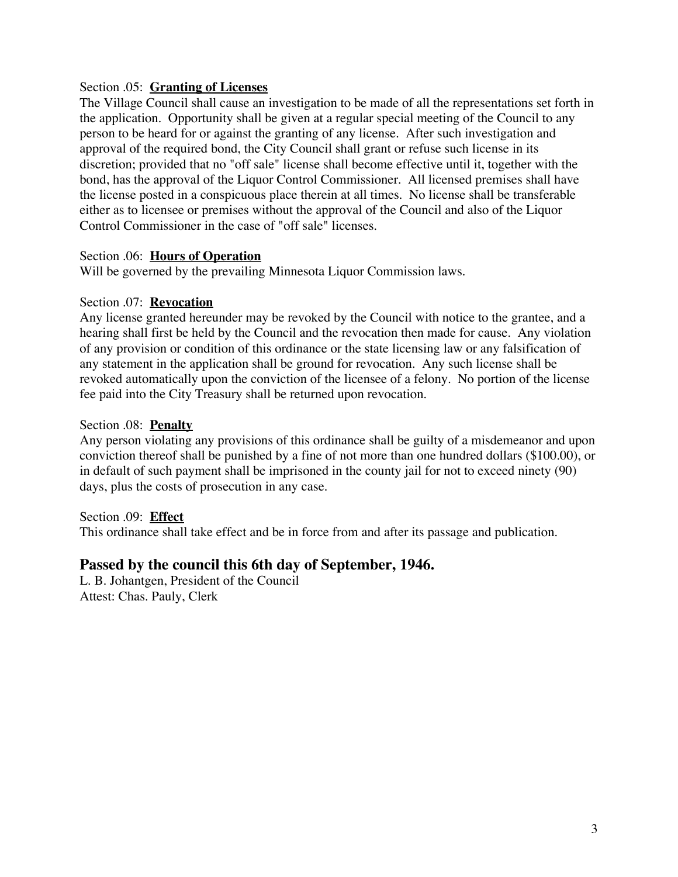Section .05: **Granting of Licenses**

The Village Council shall cause an investigation to be made of all the representations set forth in the application. Opportunity shall be given at a regular special meeting of the Council to any person to be heard for or against the granting of any license. After such investigation and approval of the required bond, the City Council shall grant or refuse such license in its discretion; provided that no "off sale" license shall become effective until it, together with the bond, has the approval of the Liquor Control Commissioner. All licensed premises shall have the license posted in a conspicuous place therein at all times. No license shall be transferable either as to licensee or premises without the approval of the Council and also of the Liquor Control Commissioner in the case of "off sale" licenses.

Section .06: **Hours of Operation**

Will be governed by the prevailing Minnesota Liquor Commission laws.

Section .07: **Revocation**

Any license granted hereunder may be revoked by the Council with notice to the grantee, and a hearing shall first be held by the Council and the revocation then made for cause. Any violation of any provision or condition of this ordinance or the state licensing law or any falsification of any statement in the application shall be ground for revocation. Any such license shall be revoked automatically upon the conviction of the licensee of a felony. No portion of the license fee paid into the City Treasury shall be returned upon revocation.

Section .08: **Penalty**

Any person violating any provisions of this ordinance shall be guilty of a misdemeanor and upon conviction thereof shall be punished by a fine of not more than one hundred dollars ($100.00), or in default of such payment shall be imprisoned in the county jail for not to exceed ninety (90) days, plus the costs of prosecution in any case.

Section .09: **Effect**

This ordinance shall take effect and be in force from and after its passage and publication.

## Passed by the council this 6th day of September, 1946.

L. B. Johantgen, President of the Council
Attest: Chas. Pauly, Clerk